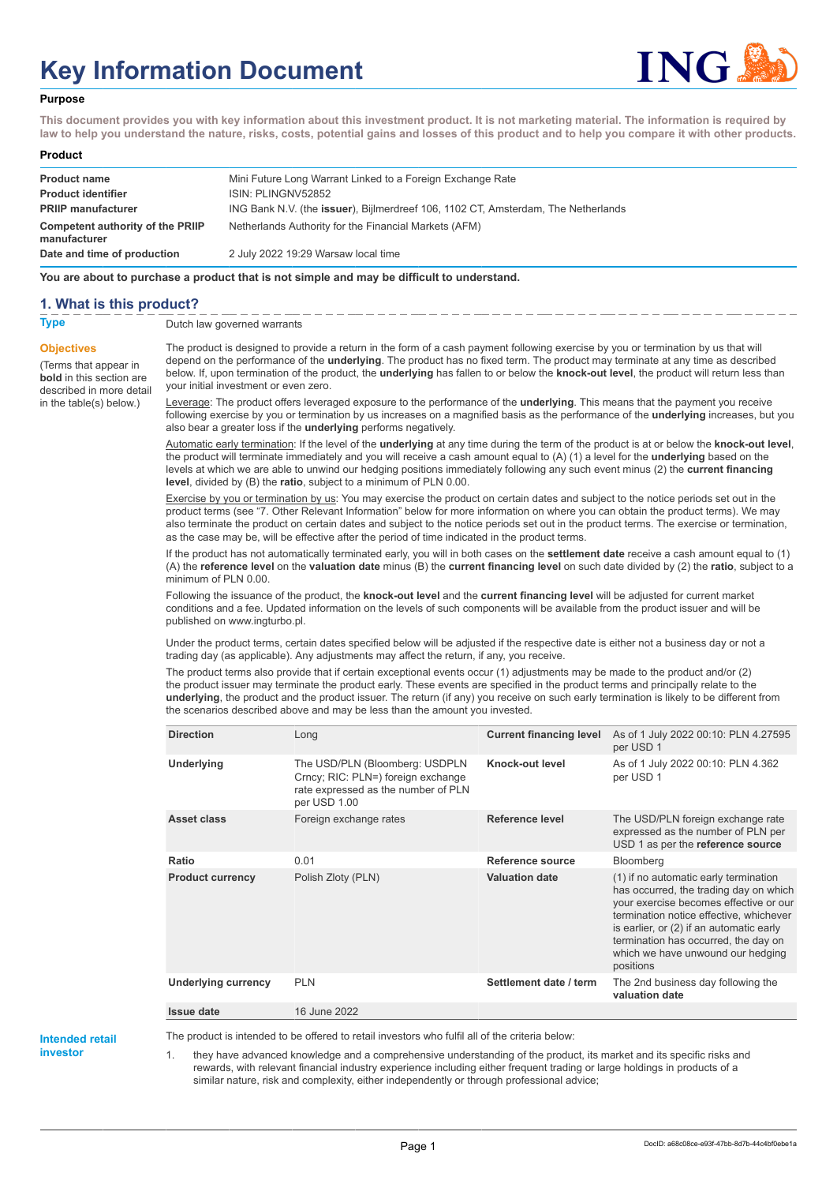# Key Information Document

**Purpose**

**This document provides you with key information about this investment product. It is not marketing material. The information is required by law to help you understand the nature, risks, costs, potential gains and losses of this product and to help you compare it with other products.**

**Product**

| | |
|---|---|
| **Product name** | Mini Future Long Warrant Linked to a Foreign Exchange Rate |
| **Product identifier** | ISIN: PLINGNV52852 |
| **PRIIP manufacturer** | ING Bank N.V. (the **issuer**), Bijlmerdreef 106, 1102 CT, Amsterdam, The Netherlands |
| **Competent authority of the PRIIP manufacturer** | Netherlands Authority for the Financial Markets (AFM) |
| **Date and time of production** | 2 July 2022 19:29 Warsaw local time |

**You are about to purchase a product that is not simple and may be difficult to understand.**

## 1. What is this product?

**Type**

Dutch law governed warrants

**Objectives**

(Terms that appear in **bold** in this section are described in more detail in the table(s) below.)

The product is designed to provide a return in the form of a cash payment following exercise by you or termination by us that will depend on the performance of the **underlying**. The product has no fixed term. The product may terminate at any time as described below. If, upon termination of the product, the **underlying** has fallen to or below the **knock-out level**, the product will return less than your initial investment or even zero.

Leverage: The product offers leveraged exposure to the performance of the **underlying**. This means that the payment you receive following exercise by you or termination by us increases on a magnified basis as the performance of the **underlying** increases, but you also bear a greater loss if the **underlying** performs negatively.

Automatic early termination: If the level of the **underlying** at any time during the term of the product is at or below the **knock-out level**, the product will terminate immediately and you will receive a cash amount equal to (A) (1) a level for the **underlying** based on the levels at which we are able to unwind our hedging positions immediately following any such event minus (2) the **current financing level**, divided by (B) the **ratio**, subject to a minimum of PLN 0.00.

Exercise by you or termination by us: You may exercise the product on certain dates and subject to the notice periods set out in the product terms (see "7. Other Relevant Information" below for more information on where you can obtain the product terms). We may also terminate the product on certain dates and subject to the notice periods set out in the product terms. The exercise or termination, as the case may be, will be effective after the period of time indicated in the product terms.

If the product has not automatically terminated early, you will in both cases on the **settlement date** receive a cash amount equal to (1) (A) the **reference level** on the **valuation date** minus (B) the **current financing level** on such date divided by (2) the **ratio**, subject to a minimum of PLN 0.00.

Following the issuance of the product, the **knock-out level** and the **current financing level** will be adjusted for current market conditions and a fee. Updated information on the levels of such components will be available from the product issuer and will be published on www.ingturbo.pl.

Under the product terms, certain dates specified below will be adjusted if the respective date is either not a business day or not a trading day (as applicable). Any adjustments may affect the return, if any, you receive.

The product terms also provide that if certain exceptional events occur (1) adjustments may be made to the product and/or (2) the product issuer may terminate the product early. These events are specified in the product terms and principally relate to the **underlying**, the product and the product issuer. The return (if any) you receive on such early termination is likely to be different from the scenarios described above and may be less than the amount you invested.

| | | | |
|---|---|---|---|
| **Direction** | Long | **Current financing level** | As of 1 July 2022 00:10: PLN 4.27595 per USD 1 |
| **Underlying** | The USD/PLN (Bloomberg: USDPLN Crncy; RIC: PLN=) foreign exchange rate expressed as the number of PLN per USD 1.00 | **Knock-out level** | As of 1 July 2022 00:10: PLN 4.362 per USD 1 |
| **Asset class** | Foreign exchange rates | **Reference level** | The USD/PLN foreign exchange rate expressed as the number of PLN per USD 1 as per the **reference source** |
| **Ratio** | 0.01 | **Reference source** | Bloomberg |
| **Product currency** | Polish Zloty (PLN) | **Valuation date** | (1) if no automatic early termination has occurred, the trading day on which your exercise becomes effective or our termination notice effective, whichever is earlier, or (2) if an automatic early termination has occurred, the day on which we have unwound our hedging positions |
| **Underlying currency** | PLN | **Settlement date / term** | The 2nd business day following the **valuation date** |
| **Issue date** | 16 June 2022 | | |

**Intended retail investor**

The product is intended to be offered to retail investors who fulfil all of the criteria below:

1. they have advanced knowledge and a comprehensive understanding of the product, its market and its specific risks and rewards, with relevant financial industry experience including either frequent trading or large holdings in products of a similar nature, risk and complexity, either independently or through professional advice;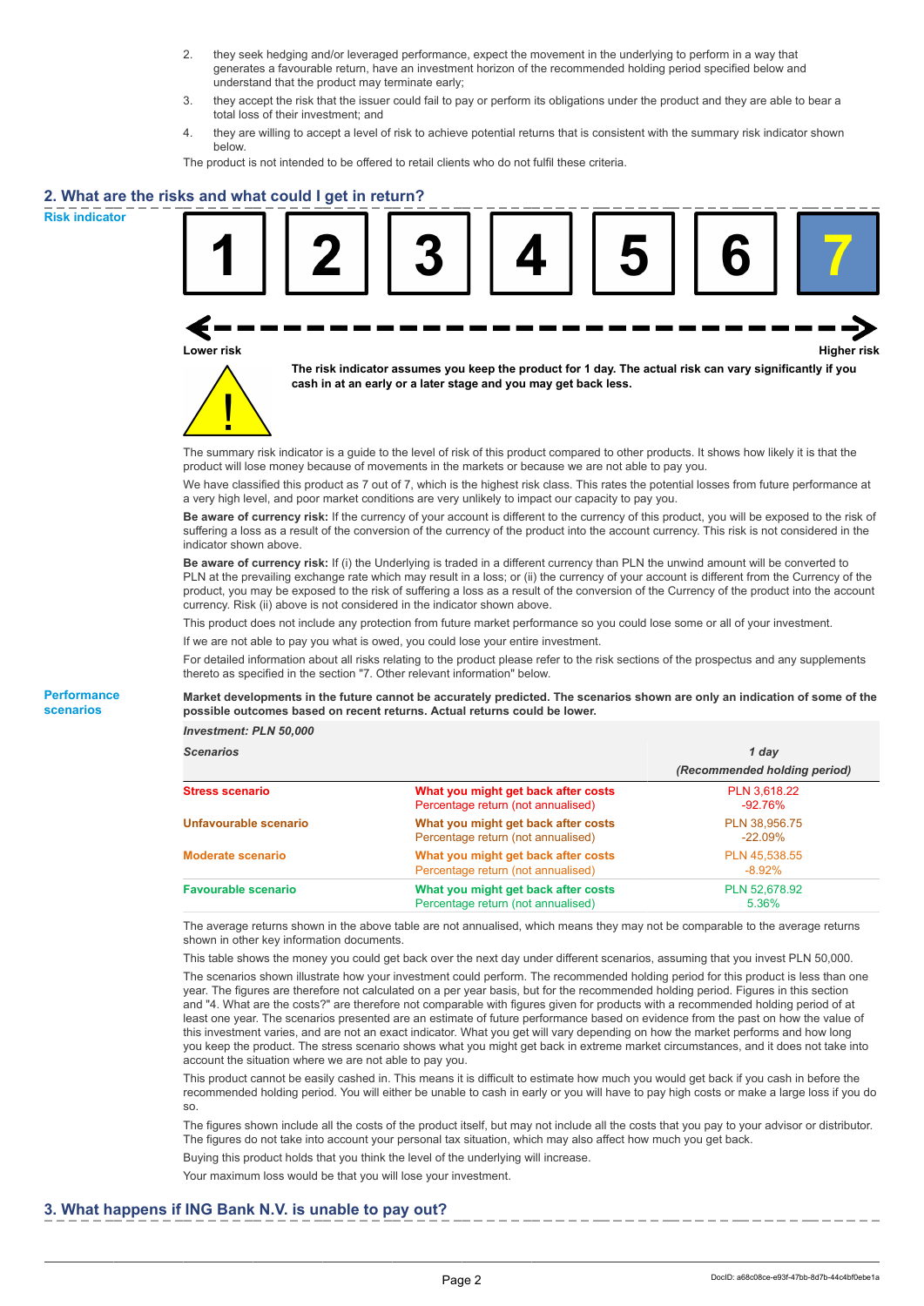2. they seek hedging and/or leveraged performance, expect the movement in the underlying to perform in a way that generates a favourable return, have an investment horizon of the recommended holding period specified below and understand that the product may terminate early;
3. they accept the risk that the issuer could fail to pay or perform its obligations under the product and they are able to bear a total loss of their investment; and
4. they are willing to accept a level of risk to achieve potential returns that is consistent with the summary risk indicator shown below.

The product is not intended to be offered to retail clients who do not fulfil these criteria.

## 2. What are the risks and what could I get in return?

**Risk indicator**

| 1 | 2 | 3 | 4 | 5 | 6 | **7** |
|---|---|---|---|---|---|---|

Lower risk ← → Higher risk

**The risk indicator assumes you keep the product for 1 day. The actual risk can vary significantly if you cash in at an early or a later stage and you may get back less.**

The summary risk indicator is a guide to the level of risk of this product compared to other products. It shows how likely it is that the product will lose money because of movements in the markets or because we are not able to pay you.

We have classified this product as 7 out of 7, which is the highest risk class. This rates the potential losses from future performance at a very high level, and poor market conditions are very unlikely to impact our capacity to pay you.

**Be aware of currency risk:** If the currency of your account is different to the currency of this product, you will be exposed to the risk of suffering a loss as a result of the conversion of the currency of the product into the account currency. This risk is not considered in the indicator shown above.

**Be aware of currency risk:** If (i) the Underlying is traded in a different currency than PLN the unwind amount will be converted to PLN at the prevailing exchange rate which may result in a loss; or (ii) the currency of your account is different from the Currency of the product, you may be exposed to the risk of suffering a loss as a result of the conversion of the Currency of the product into the account currency. Risk (ii) above is not considered in the indicator shown above.

This product does not include any protection from future market performance so you could lose some or all of your investment.

If we are not able to pay you what is owed, you could lose your entire investment.

For detailed information about all risks relating to the product please refer to the risk sections of the prospectus and any supplements thereto as specified in the section "7. Other relevant information" below.

**Performance scenarios**

**Market developments in the future cannot be accurately predicted. The scenarios shown are only an indication of some of the possible outcomes based on recent returns. Actual returns could be lower.**

*Investment: PLN 50,000*

| *Scenarios* | | *1 day* *(Recommended holding period)* |
|---|---|---|
| **Stress scenario** | **What you might get back after costs** Percentage return (not annualised) | PLN 3,618.22 -92.76% |
| **Unfavourable scenario** | **What you might get back after costs** Percentage return (not annualised) | PLN 38,956.75 -22.09% |
| **Moderate scenario** | **What you might get back after costs** Percentage return (not annualised) | PLN 45,538.55 -8.92% |
| **Favourable scenario** | **What you might get back after costs** Percentage return (not annualised) | PLN 52,678.92 5.36% |

The average returns shown in the above table are not annualised, which means they may not be comparable to the average returns shown in other key information documents.

This table shows the money you could get back over the next day under different scenarios, assuming that you invest PLN 50,000.

The scenarios shown illustrate how your investment could perform. The recommended holding period for this product is less than one year. The figures are therefore not calculated on a per year basis, but for the recommended holding period. Figures in this section and "4. What are the costs?" are therefore not comparable with figures given for products with a recommended holding period of at least one year. The scenarios presented are an estimate of future performance based on evidence from the past on how the value of this investment varies, and are not an exact indicator. What you get will vary depending on how the market performs and how long you keep the product. The stress scenario shows what you might get back in extreme market circumstances, and it does not take into account the situation where we are not able to pay you.

This product cannot be easily cashed in. This means it is difficult to estimate how much you would get back if you cash in before the recommended holding period. You will either be unable to cash in early or you will have to pay high costs or make a large loss if you do so.

The figures shown include all the costs of the product itself, but may not include all the costs that you pay to your advisor or distributor. The figures do not take into account your personal tax situation, which may also affect how much you get back.

Buying this product holds that you think the level of the underlying will increase.

Your maximum loss would be that you will lose your investment.

## 3. What happens if ING Bank N.V. is unable to pay out?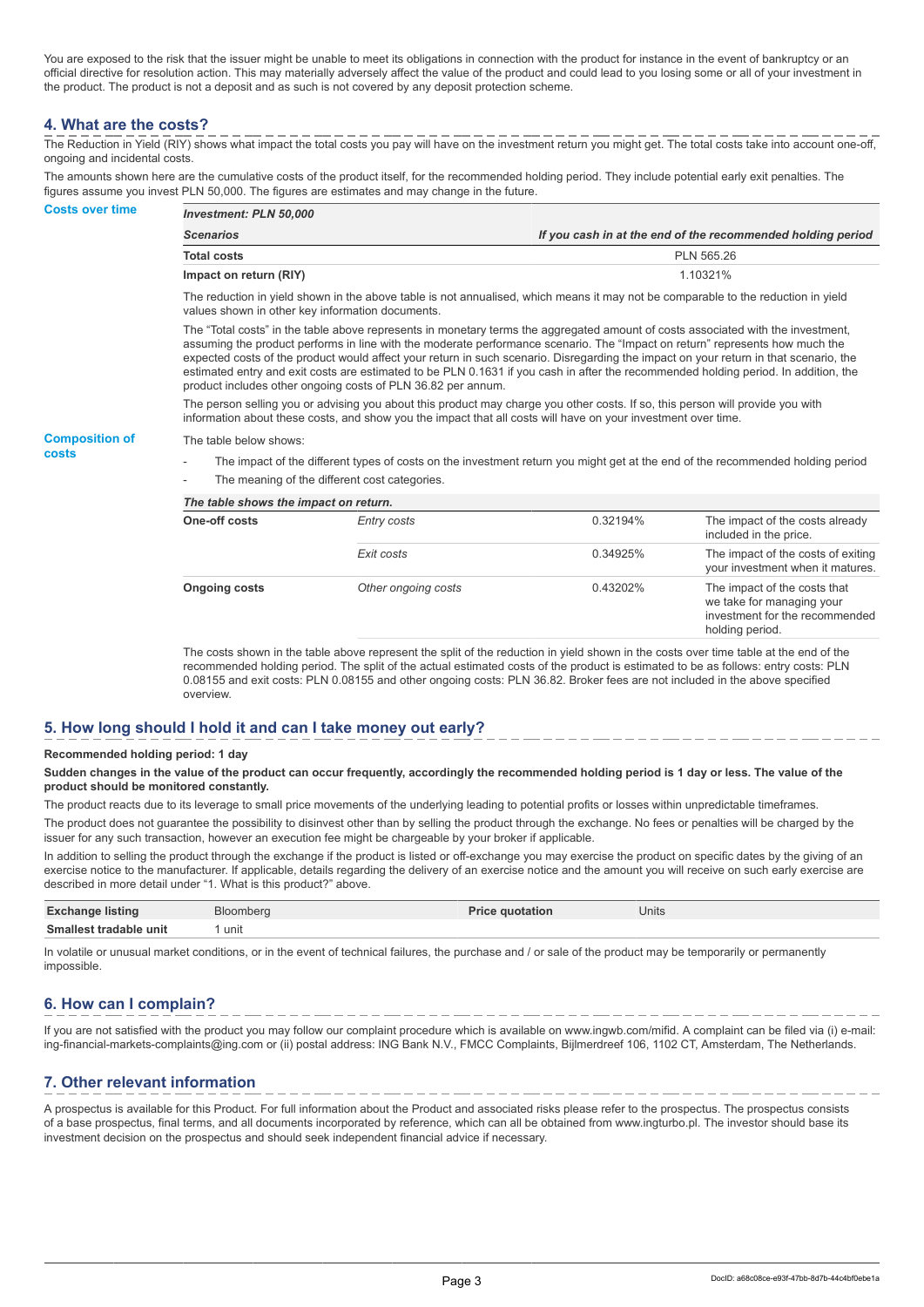You are exposed to the risk that the issuer might be unable to meet its obligations in connection with the product for instance in the event of bankruptcy or an official directive for resolution action. This may materially adversely affect the value of the product and could lead to you losing some or all of your investment in the product. The product is not a deposit and as such is not covered by any deposit protection scheme.

## 4. What are the costs?

The Reduction in Yield (RIY) shows what impact the total costs you pay will have on the investment return you might get. The total costs take into account one-off, ongoing and incidental costs.

The amounts shown here are the cumulative costs of the product itself, for the recommended holding period. They include potential early exit penalties. The figures assume you invest PLN 50,000. The figures are estimates and may change in the future.

### Costs over time

| *Investment: PLN 50,000* | |
|---|---|
| ***Scenarios*** | ***If you cash in at the end of the recommended holding period*** |
| **Total costs** | PLN 565.26 |
| **Impact on return (RIY)** | 1.10321% |

The reduction in yield shown in the above table is not annualised, which means it may not be comparable to the reduction in yield values shown in other key information documents.

The "Total costs" in the table above represents in monetary terms the aggregated amount of costs associated with the investment, assuming the product performs in line with the moderate performance scenario. The "Impact on return" represents how much the expected costs of the product would affect your return in such scenario. Disregarding the impact on your return in that scenario, the estimated entry and exit costs are estimated to be PLN 0.1631 if you cash in after the recommended holding period. In addition, the product includes other ongoing costs of PLN 36.82 per annum.

The person selling you or advising you about this product may charge you other costs. If so, this person will provide you with information about these costs, and show you the impact that all costs will have on your investment over time.

### Composition of costs

The table below shows:

- The impact of the different types of costs on the investment return you might get at the end of the recommended holding period
- The meaning of the different cost categories.

| *The table shows the impact on return.* | | | |
|---|---|---|---|
| **One-off costs** | *Entry costs* | 0.32194% | The impact of the costs already included in the price. |
| | *Exit costs* | 0.34925% | The impact of the costs of exiting your investment when it matures. |
| **Ongoing costs** | *Other ongoing costs* | 0.43202% | The impact of the costs that we take for managing your investment for the recommended holding period. |

The costs shown in the table above represent the split of the reduction in yield shown in the costs over time table at the end of the recommended holding period. The split of the actual estimated costs of the product is estimated to be as follows: entry costs: PLN 0.08155 and exit costs: PLN 0.08155 and other ongoing costs: PLN 36.82. Broker fees are not included in the above specified overview.

## 5. How long should I hold it and can I take money out early?

**Recommended holding period: 1 day**

**Sudden changes in the value of the product can occur frequently, accordingly the recommended holding period is 1 day or less. The value of the product should be monitored constantly.**

The product reacts due to its leverage to small price movements of the underlying leading to potential profits or losses within unpredictable timeframes.

The product does not guarantee the possibility to disinvest other than by selling the product through the exchange. No fees or penalties will be charged by the issuer for any such transaction, however an execution fee might be chargeable by your broker if applicable.

In addition to selling the product through the exchange if the product is listed or off-exchange you may exercise the product on specific dates by the giving of an exercise notice to the manufacturer. If applicable, details regarding the delivery of an exercise notice and the amount you will receive on such early exercise are described in more detail under "1. What is this product?" above.

| | | | |
|---|---|---|---|
| **Exchange listing** | Bloomberg | **Price quotation** | Units |
| **Smallest tradable unit** | 1 unit | | |

In volatile or unusual market conditions, or in the event of technical failures, the purchase and / or sale of the product may be temporarily or permanently impossible.

## 6. How can I complain?

If you are not satisfied with the product you may follow our complaint procedure which is available on www.ingwb.com/mifid. A complaint can be filed via (i) e-mail: ing-financial-markets-complaints@ing.com or (ii) postal address: ING Bank N.V., FMCC Complaints, Bijlmerdreef 106, 1102 CT, Amsterdam, The Netherlands.

## 7. Other relevant information

A prospectus is available for this Product. For full information about the Product and associated risks please refer to the prospectus. The prospectus consists of a base prospectus, final terms, and all documents incorporated by reference, which can all be obtained from www.ingturbo.pl. The investor should base its investment decision on the prospectus and should seek independent financial advice if necessary.